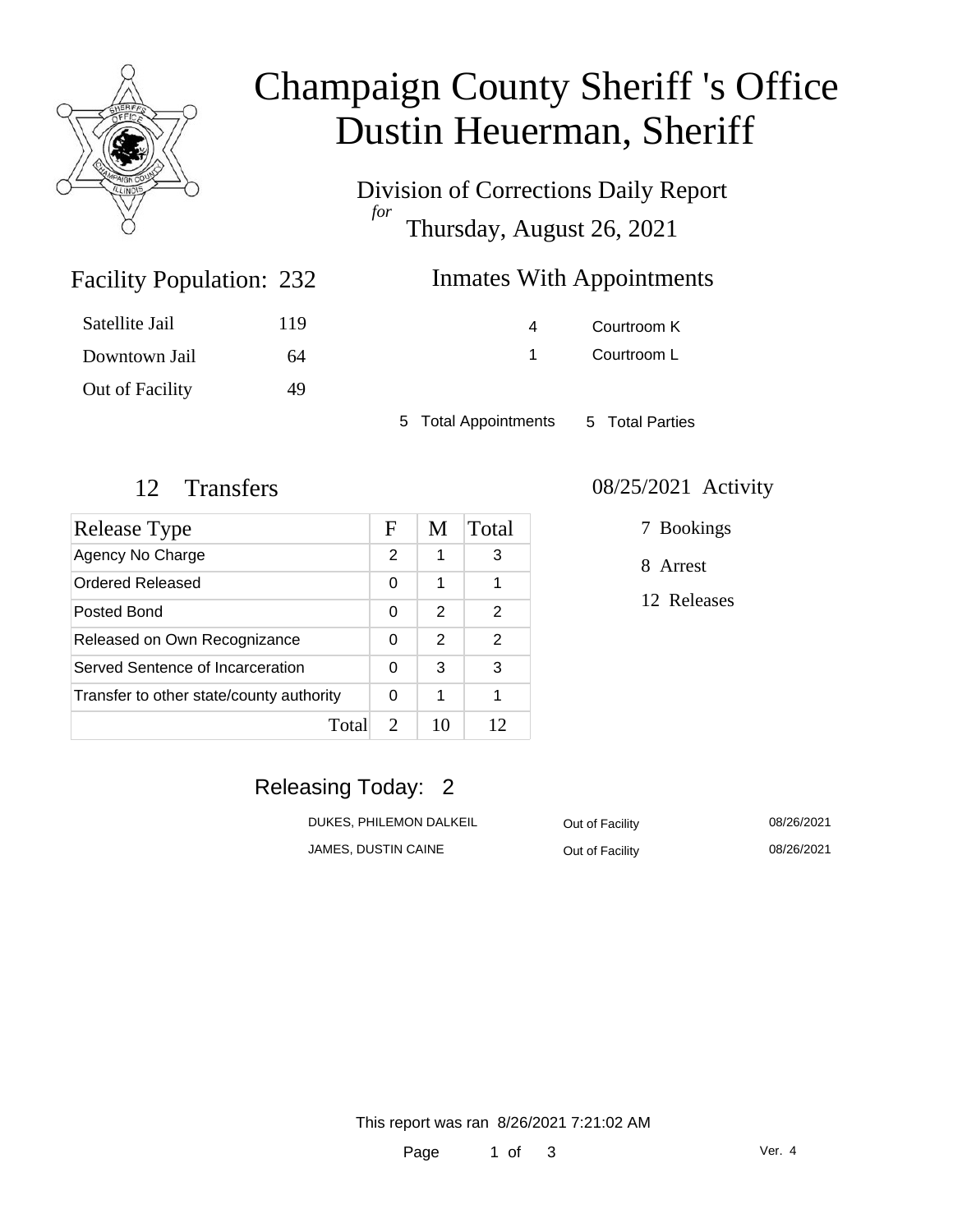# Champaign County Sheriff 's Office
# Dustin Heuerman, Sheriff

Division of Corrections Daily Report
*for*
Thursday, August 26, 2021

## Facility Population: 232

| | |
|---|---|
| Satellite Jail | 119 |
| Downtown Jail | 64 |
| Out of Facility | 49 |

## Inmates With Appointments

| | |
|---|---|
| 4 | Courtroom K |
| 1 | Courtroom L |

5 Total Appointments    5 Total Parties

## 12 Transfers

| Release Type | F | M | Total |
|---|---|---|---|
| Agency No Charge | 2 | 1 | 3 |
| Ordered Released | 0 | 1 | 1 |
| Posted Bond | 0 | 2 | 2 |
| Released on Own Recognizance | 0 | 2 | 2 |
| Served Sentence of Incarceration | 0 | 3 | 3 |
| Transfer to other state/county authority | 0 | 1 | 1 |
| Total | 2 | 10 | 12 |

## 08/25/2021 Activity

7 Bookings

8 Arrest

12 Releases

## Releasing Today: 2

| | | |
|---|---|---|
| DUKES, PHILEMON DALKEIL | Out of Facility | 08/26/2021 |
| JAMES, DUSTIN CAINE | Out of Facility | 08/26/2021 |

This report was ran 8/26/2021 7:21:02 AM

Ver. 4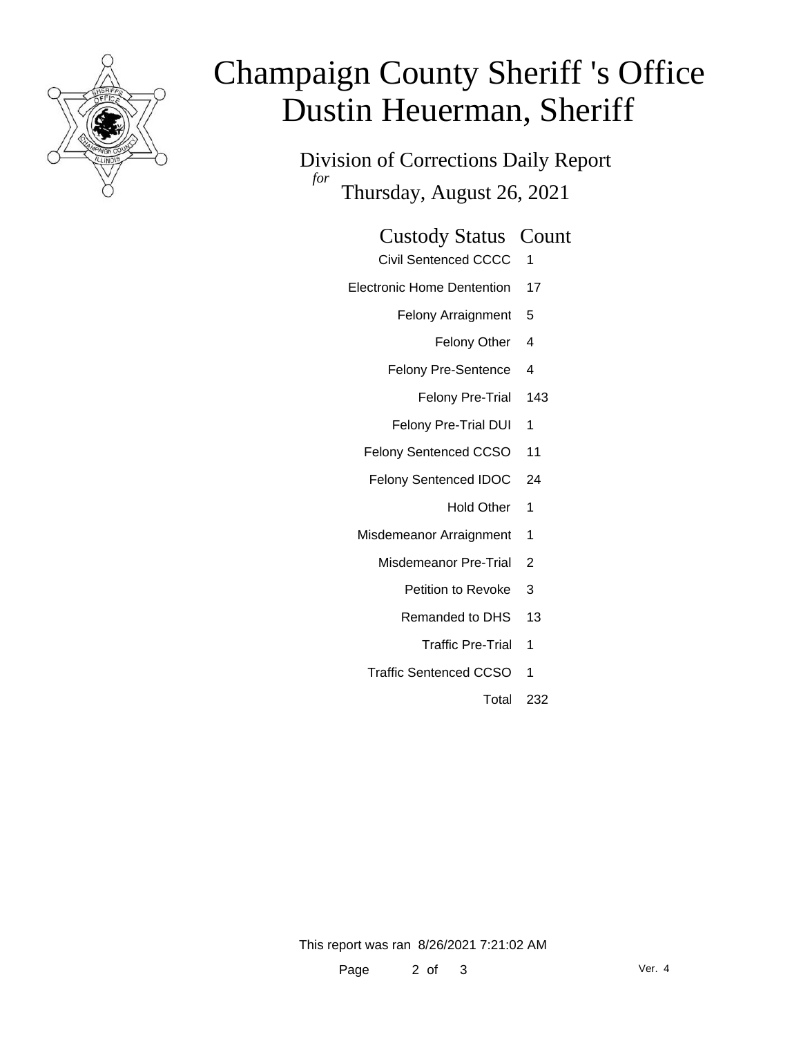# Champaign County Sheriff 's Office
# Dustin Heuerman, Sheriff

## Division of Corrections Daily Report

*for* Thursday, August 26, 2021

| Custody Status | Count |
|---|---|
| Civil Sentenced CCCC | 1 |
| Electronic Home Dentention | 17 |
| Felony Arraignment | 5 |
| Felony Other | 4 |
| Felony Pre-Sentence | 4 |
| Felony Pre-Trial | 143 |
| Felony Pre-Trial DUI | 1 |
| Felony Sentenced CCSO | 11 |
| Felony Sentenced IDOC | 24 |
| Hold Other | 1 |
| Misdemeanor Arraignment | 1 |
| Misdemeanor Pre-Trial | 2 |
| Petition to Revoke | 3 |
| Remanded to DHS | 13 |
| Traffic Pre-Trial | 1 |
| Traffic Sentenced CCSO | 1 |
| Total | 232 |

This report was ran 8/26/2021 7:21:02 AM

Ver. 4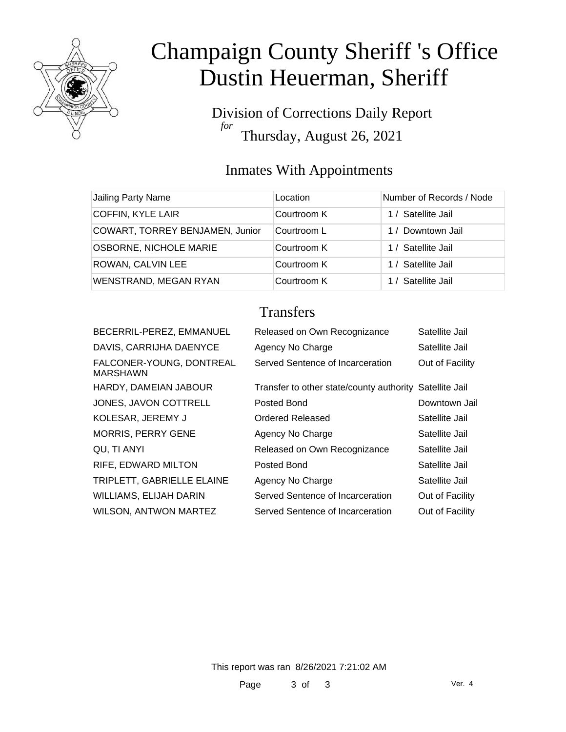# Champaign County Sheriff 's Office
# Dustin Heuerman, Sheriff

## Division of Corrections Daily Report
*for*
## Thursday, August 26, 2021

## Inmates With Appointments

| Jailing Party Name | Location | Number of Records / Node |
|---|---|---|
| COFFIN, KYLE LAIR | Courtroom K | 1 / Satellite Jail |
| COWART, TORREY BENJAMEN, Junior | Courtroom L | 1 / Downtown Jail |
| OSBORNE, NICHOLE MARIE | Courtroom K | 1 / Satellite Jail |
| ROWAN, CALVIN LEE | Courtroom K | 1 / Satellite Jail |
| WENSTRAND, MEGAN RYAN | Courtroom K | 1 / Satellite Jail |

## Transfers

| | | |
|---|---|---|
| BECERRIL-PEREZ, EMMANUEL | Released on Own Recognizance | Satellite Jail |
| DAVIS, CARRIJHA DAENYCE | Agency No Charge | Satellite Jail |
| FALCONER-YOUNG, DONTREAL MARSHAWN | Served Sentence of Incarceration | Out of Facility |
| HARDY, DAMEIAN JABOUR | Transfer to other state/county authority | Satellite Jail |
| JONES, JAVON COTTRELL | Posted Bond | Downtown Jail |
| KOLESAR, JEREMY J | Ordered Released | Satellite Jail |
| MORRIS, PERRY GENE | Agency No Charge | Satellite Jail |
| QU, TI ANYI | Released on Own Recognizance | Satellite Jail |
| RIFE, EDWARD MILTON | Posted Bond | Satellite Jail |
| TRIPLETT, GABRIELLE ELAINE | Agency No Charge | Satellite Jail |
| WILLIAMS, ELIJAH DARIN | Served Sentence of Incarceration | Out of Facility |
| WILSON, ANTWON MARTEZ | Served Sentence of Incarceration | Out of Facility |

This report was ran 8/26/2021 7:21:02 AM